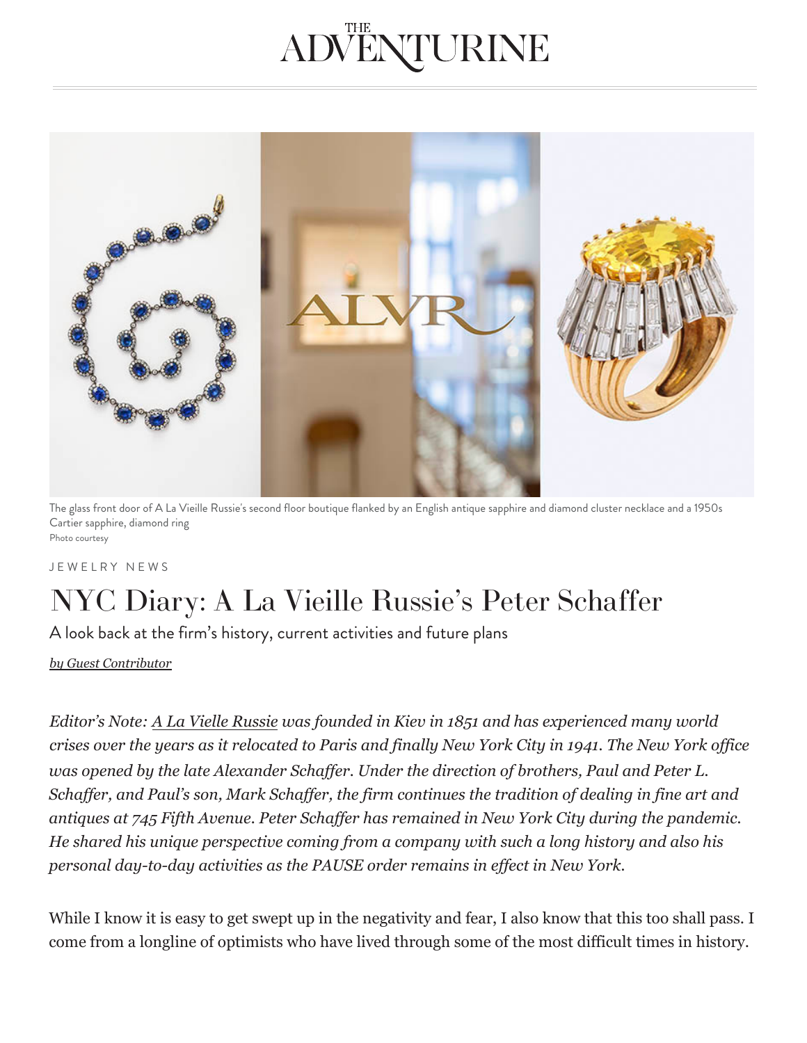# THE ADVENTURINE

The glass front door of A La Vieille Russie's second floor boutique flanked by an English antique sapphire and diamond cluster necklace and a 1950s Cartier sapphire, diamond ring

Photo courtesy

JEWELRY NEWS

# NYC Diary: A La Vieille Russie's Peter Schaffer

A look back at the firm's history, current activities and future plans

*by Guest Contributor*

*Editor's Note: A La Vielle Russie was founded in Kiev in 1851 and has experienced many world crises over the years as it relocated to Paris and finally New York City in 1941. The New York office was opened by the late Alexander Schaffer. Under the direction of brothers, Paul and Peter L. Schaffer, and Paul's son, Mark Schaffer, the firm continues the tradition of dealing in fine art and antiques at 745 Fifth Avenue. Peter Schaffer has remained in New York City during the pandemic. He shared his unique perspective coming from a company with such a long history and also his personal day-to-day activities as the PAUSE order remains in effect in New York.*

While I know it is easy to get swept up in the negativity and fear, I also know that this too shall pass. I come from a longline of optimists who have lived through some of the most difficult times in history.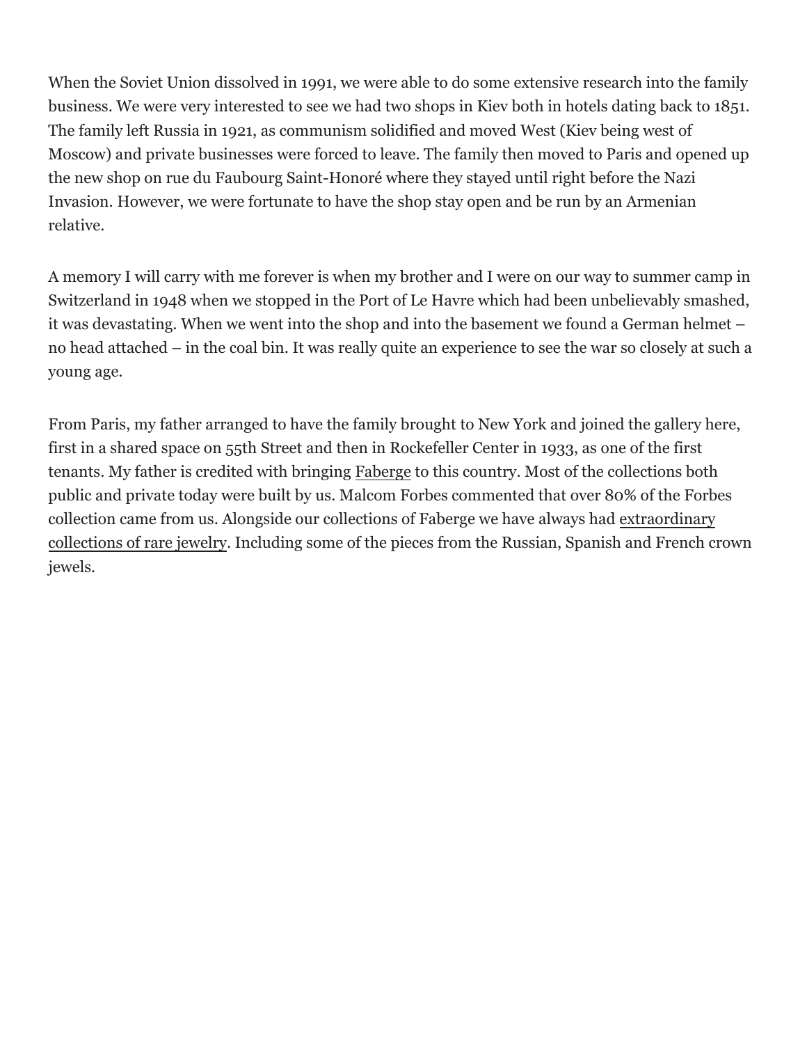When the Soviet Union dissolved in 1991, we were able to do some extensive research into the family business. We were very interested to see we had two shops in Kiev both in hotels dating back to 1851. The family left Russia in 1921, as communism solidified and moved West (Kiev being west of Moscow) and private businesses were forced to leave. The family then moved to Paris and opened up the new shop on rue du Faubourg Saint-Honoré where they stayed until right before the Nazi Invasion. However, we were fortunate to have the shop stay open and be run by an Armenian relative.

A memory I will carry with me forever is when my brother and I were on our way to summer camp in Switzerland in 1948 when we stopped in the Port of Le Havre which had been unbelievably smashed, it was devastating. When we went into the shop and into the basement we found a German helmet – no head attached – in the coal bin. It was really quite an experience to see the war so closely at such a young age.

From Paris, my father arranged to have the family brought to New York and joined the gallery here, first in a shared space on 55th Street and then in Rockefeller Center in 1933, as one of the first tenants. My father is credited with bringing Faberge to this country. Most of the collections both public and private today were built by us. Malcom Forbes commented that over 80% of the Forbes collection came from us. Alongside our collections of Faberge we have always had extraordinary collections of rare jewelry. Including some of the pieces from the Russian, Spanish and French crown jewels.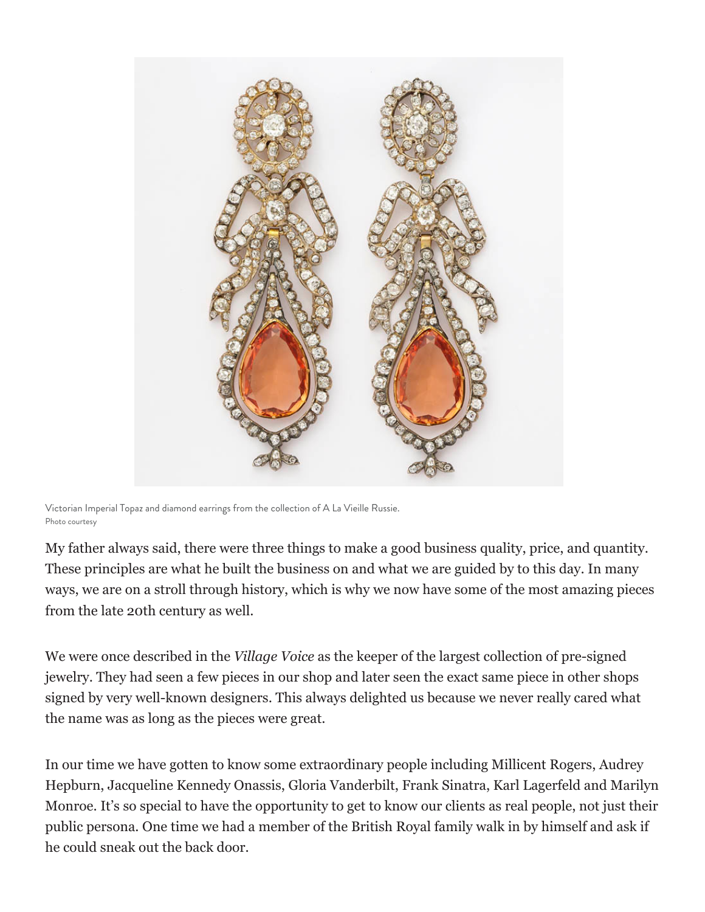Victorian Imperial Topaz and diamond earrings from the collection of A La Vieille Russie.
Photo courtesy

My father always said, there were three things to make a good business quality, price, and quantity. These principles are what he built the business on and what we are guided by to this day. In many ways, we are on a stroll through history, which is why we now have some of the most amazing pieces from the late 20th century as well.

We were once described in the *Village Voice* as the keeper of the largest collection of pre-signed jewelry. They had seen a few pieces in our shop and later seen the exact same piece in other shops signed by very well-known designers. This always delighted us because we never really cared what the name was as long as the pieces were great.

In our time we have gotten to know some extraordinary people including Millicent Rogers, Audrey Hepburn, Jacqueline Kennedy Onassis, Gloria Vanderbilt, Frank Sinatra, Karl Lagerfeld and Marilyn Monroe. It's so special to have the opportunity to get to know our clients as real people, not just their public persona. One time we had a member of the British Royal family walk in by himself and ask if he could sneak out the back door.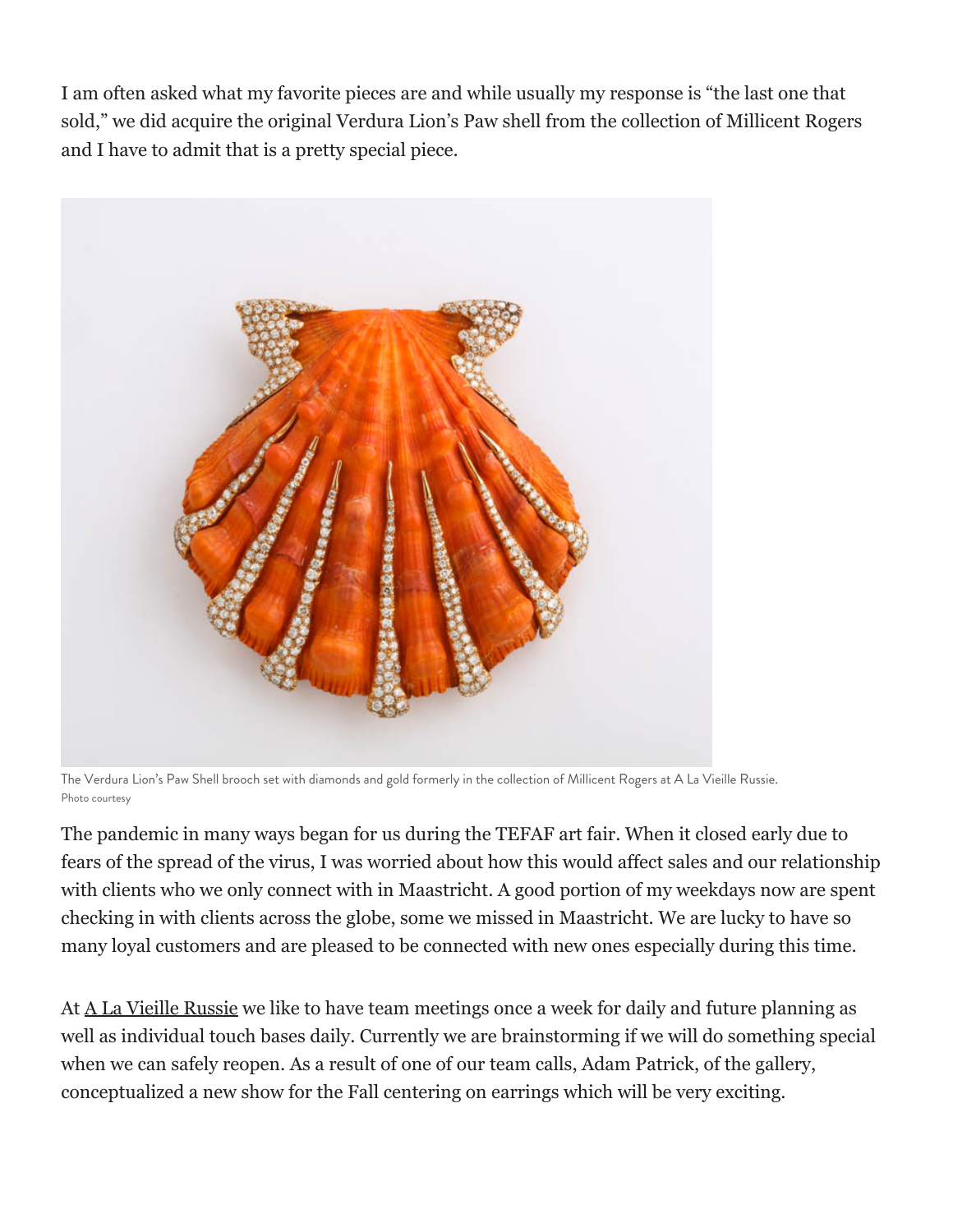I am often asked what my favorite pieces are and while usually my response is “the last one that sold,” we did acquire the original Verdura Lion’s Paw shell from the collection of Millicent Rogers and I have to admit that is a pretty special piece.

The Verdura Lion’s Paw Shell brooch set with diamonds and gold formerly in the collection of Millicent Rogers at A La Vieille Russie.
Photo courtesy

The pandemic in many ways began for us during the TEFAF art fair. When it closed early due to fears of the spread of the virus, I was worried about how this would affect sales and our relationship with clients who we only connect with in Maastricht. A good portion of my weekdays now are spent checking in with clients across the globe, some we missed in Maastricht. We are lucky to have so many loyal customers and are pleased to be connected with new ones especially during this time.

At A La Vieille Russie we like to have team meetings once a week for daily and future planning as well as individual touch bases daily. Currently we are brainstorming if we will do something special when we can safely reopen. As a result of one of our team calls, Adam Patrick, of the gallery, conceptualized a new show for the Fall centering on earrings which will be very exciting.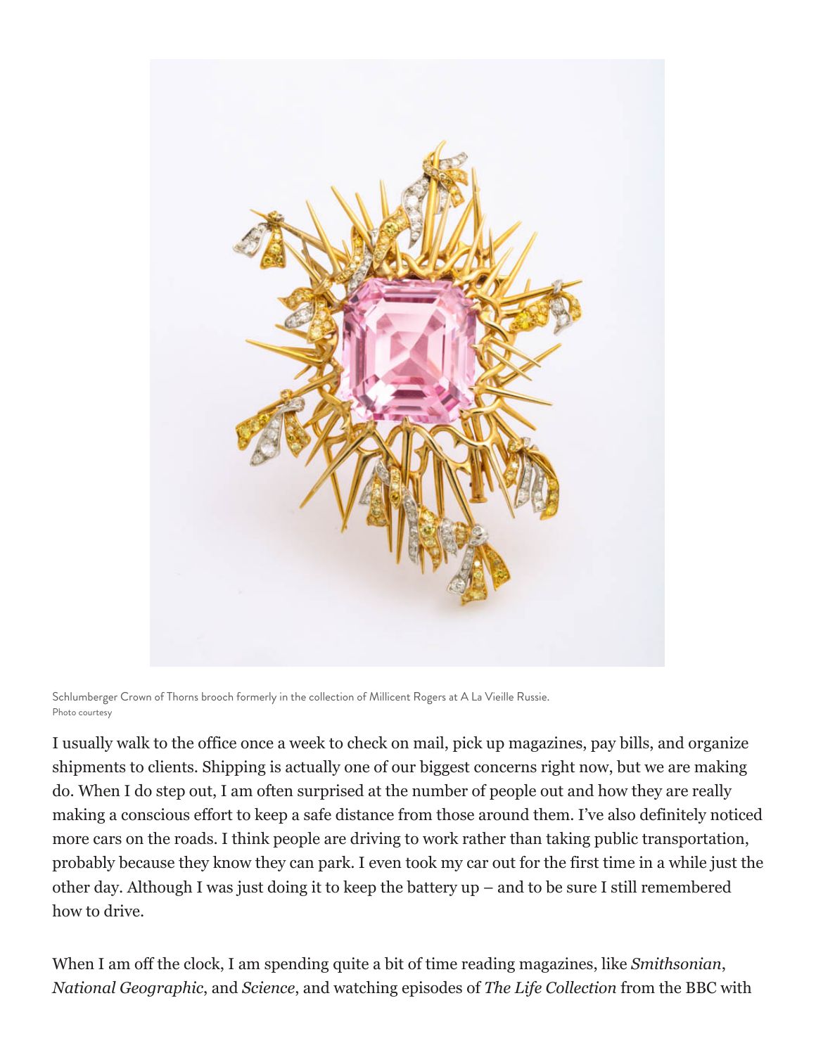Schlumberger Crown of Thorns brooch formerly in the collection of Millicent Rogers at A La Vieille Russie.
Photo courtesy

I usually walk to the office once a week to check on mail, pick up magazines, pay bills, and organize shipments to clients. Shipping is actually one of our biggest concerns right now, but we are making do. When I do step out, I am often surprised at the number of people out and how they are really making a conscious effort to keep a safe distance from those around them. I've also definitely noticed more cars on the roads. I think people are driving to work rather than taking public transportation, probably because they know they can park. I even took my car out for the first time in a while just the other day. Although I was just doing it to keep the battery up – and to be sure I still remembered how to drive.

When I am off the clock, I am spending quite a bit of time reading magazines, like *Smithsonian*, *National Geographic*, and *Science*, and watching episodes of *The Life Collection* from the BBC with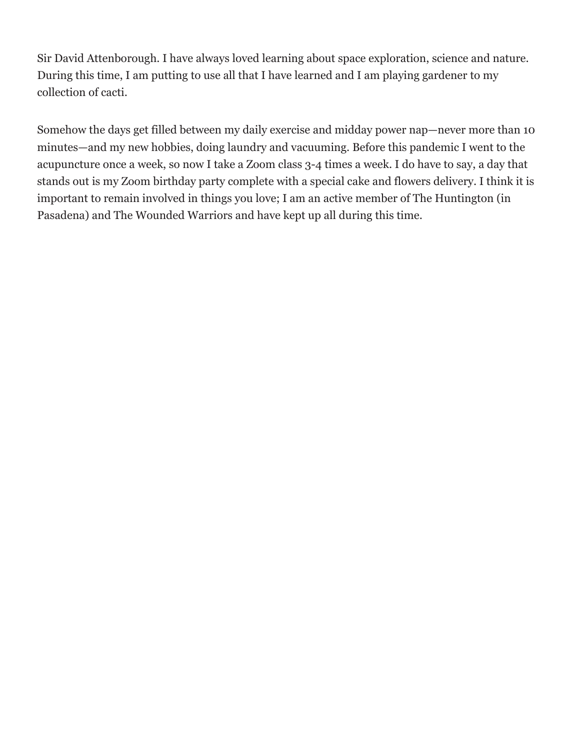Sir David Attenborough. I have always loved learning about space exploration, science and nature. During this time, I am putting to use all that I have learned and I am playing gardener to my collection of cacti.

Somehow the days get filled between my daily exercise and midday power nap—never more than 10 minutes—and my new hobbies, doing laundry and vacuuming. Before this pandemic I went to the acupuncture once a week, so now I take a Zoom class 3-4 times a week. I do have to say, a day that stands out is my Zoom birthday party complete with a special cake and flowers delivery. I think it is important to remain involved in things you love; I am an active member of The Huntington (in Pasadena) and The Wounded Warriors and have kept up all during this time.